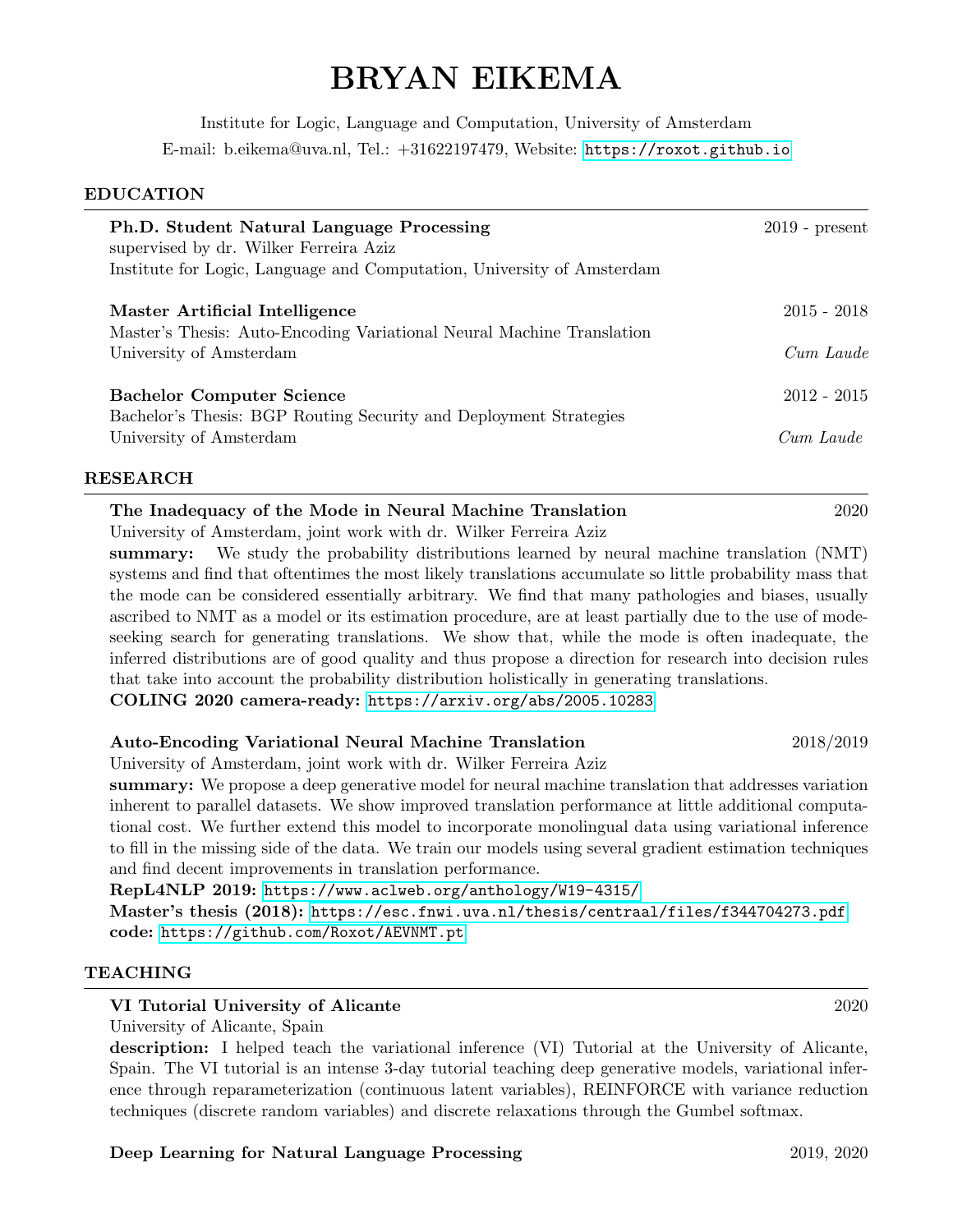# BRYAN EIKEMA

Institute for Logic, Language and Computation, University of Amsterdam

E-mail: b.eikema@uva.nl, Tel.: +31622197479, Website: https://roxot.github.io

## EDUCATION

**Ph.D. Student Natural Language Processing** — 2019 - present
supervised by dr. Wilker Ferreira Aziz
Institute for Logic, Language and Computation, University of Amsterdam

**Master Artificial Intelligence** — 2015 - 2018
Master's Thesis: Auto-Encoding Variational Neural Machine Translation
University of Amsterdam — *Cum Laude*

**Bachelor Computer Science** — 2012 - 2015
Bachelor's Thesis: BGP Routing Security and Deployment Strategies
University of Amsterdam — *Cum Laude*

## RESEARCH

**The Inadequacy of the Mode in Neural Machine Translation** — 2020
University of Amsterdam, joint work with dr. Wilker Ferreira Aziz
**summary:** We study the probability distributions learned by neural machine translation (NMT) systems and find that oftentimes the most likely translations accumulate so little probability mass that the mode can be considered essentially arbitrary. We find that many pathologies and biases, usually ascribed to NMT as a model or its estimation procedure, are at least partially due to the use of mode-seeking search for generating translations. We show that, while the mode is often inadequate, the inferred distributions are of good quality and thus propose a direction for research into decision rules that take into account the probability distribution holistically in generating translations.
**COLING 2020 camera-ready:** https://arxiv.org/abs/2005.10283

**Auto-Encoding Variational Neural Machine Translation** — 2018/2019
University of Amsterdam, joint work with dr. Wilker Ferreira Aziz
**summary:** We propose a deep generative model for neural machine translation that addresses variation inherent to parallel datasets. We show improved translation performance at little additional computational cost. We further extend this model to incorporate monolingual data using variational inference to fill in the missing side of the data. We train our models using several gradient estimation techniques and find decent improvements in translation performance.
**RepL4NLP 2019:** https://www.aclweb.org/anthology/W19-4315/
**Master's thesis (2018):** https://esc.fnwi.uva.nl/thesis/centraal/files/f344704273.pdf
**code:** https://github.com/Roxot/AEVNMT.pt

## TEACHING

**VI Tutorial University of Alicante** — 2020
University of Alicante, Spain
**description:** I helped teach the variational inference (VI) Tutorial at the University of Alicante, Spain. The VI tutorial is an intense 3-day tutorial teaching deep generative models, variational inference through reparameterization (continuous latent variables), REINFORCE with variance reduction techniques (discrete random variables) and discrete relaxations through the Gumbel softmax.

**Deep Learning for Natural Language Processing** — 2019, 2020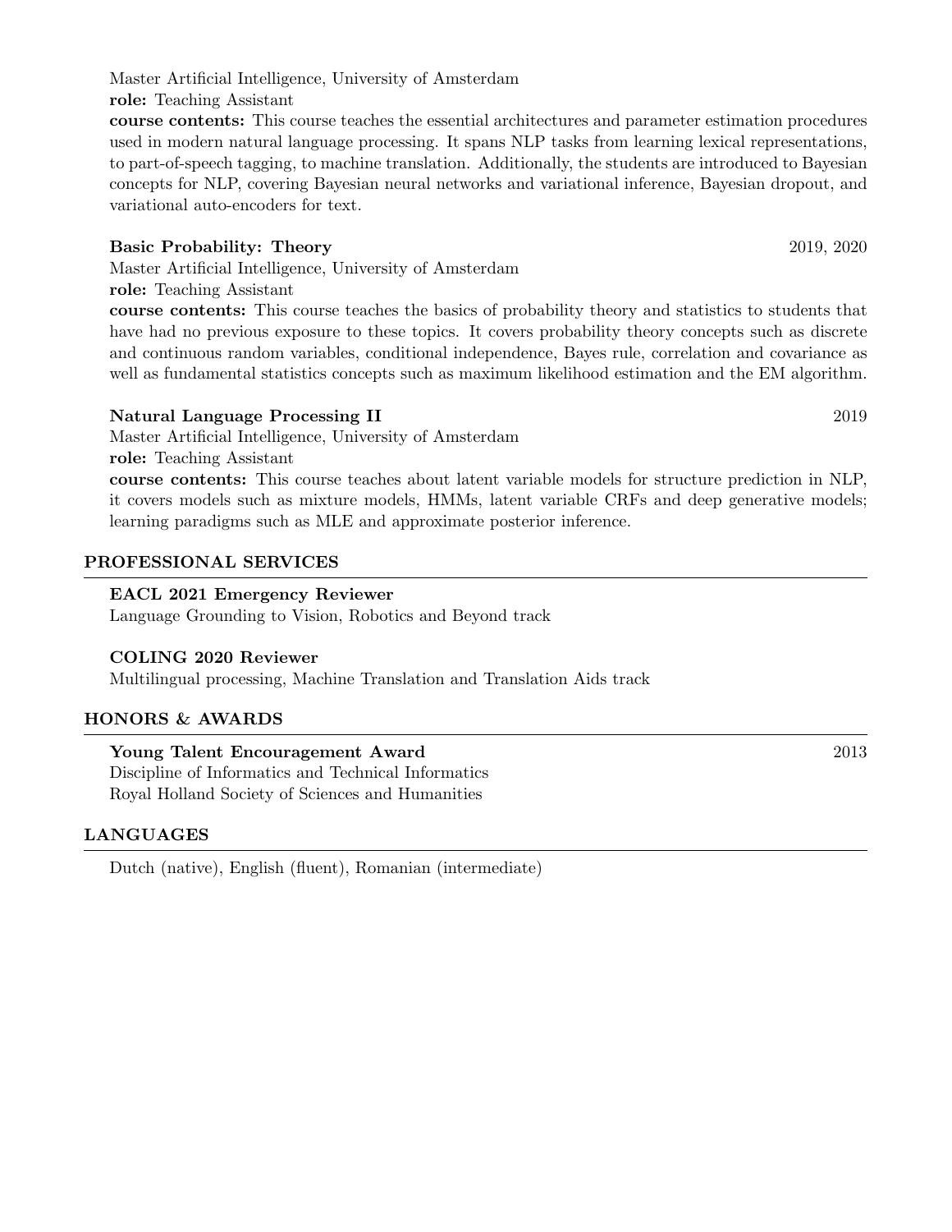Master Artificial Intelligence, University of Amsterdam

**role:** Teaching Assistant

**course contents:** This course teaches the essential architectures and parameter estimation procedures used in modern natural language processing. It spans NLP tasks from learning lexical representations, to part-of-speech tagging, to machine translation. Additionally, the students are introduced to Bayesian concepts for NLP, covering Bayesian neural networks and variational inference, Bayesian dropout, and variational auto-encoders for text.

**Basic Probability: Theory** 2019, 2020

Master Artificial Intelligence, University of Amsterdam

**role:** Teaching Assistant

**course contents:** This course teaches the basics of probability theory and statistics to students that have had no previous exposure to these topics. It covers probability theory concepts such as discrete and continuous random variables, conditional independence, Bayes rule, correlation and covariance as well as fundamental statistics concepts such as maximum likelihood estimation and the EM algorithm.

**Natural Language Processing II** 2019

Master Artificial Intelligence, University of Amsterdam

**role:** Teaching Assistant

**course contents:** This course teaches about latent variable models for structure prediction in NLP, it covers models such as mixture models, HMMs, latent variable CRFs and deep generative models; learning paradigms such as MLE and approximate posterior inference.

## PROFESSIONAL SERVICES

**EACL 2021 Emergency Reviewer**

Language Grounding to Vision, Robotics and Beyond track

**COLING 2020 Reviewer**

Multilingual processing, Machine Translation and Translation Aids track

## HONORS & AWARDS

**Young Talent Encouragement Award** 2013

Discipline of Informatics and Technical Informatics

Royal Holland Society of Sciences and Humanities

## LANGUAGES

Dutch (native), English (fluent), Romanian (intermediate)